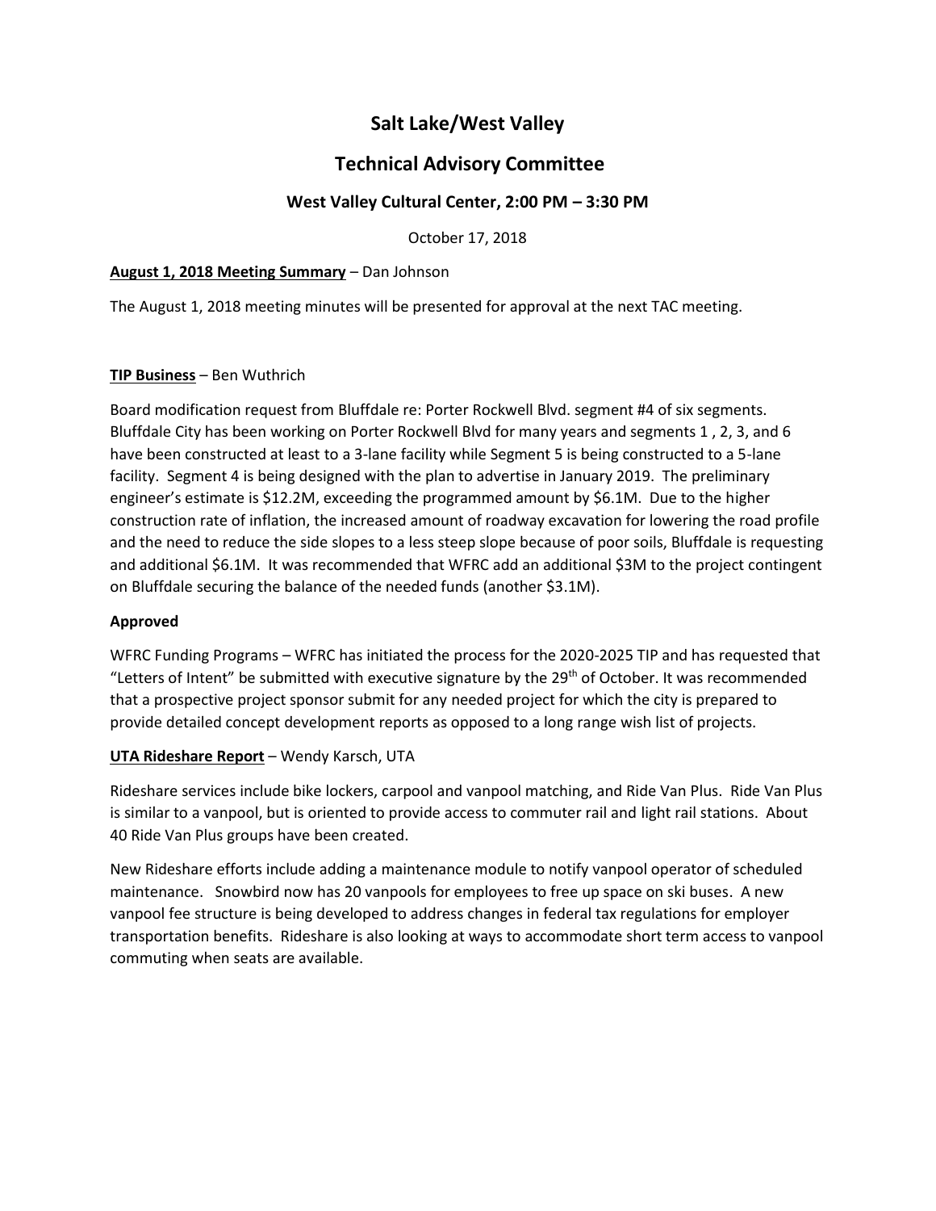# Salt Lake/West Valley

## Technical Advisory Committee

### West Valley Cultural Center, 2:00 PM – 3:30 PM

October 17, 2018

**<u>August 1, 2018 Meeting Summary</u>** – Dan Johnson

The August 1, 2018 meeting minutes will be presented for approval at the next TAC meeting.

**<u>TIP Business</u>** – Ben Wuthrich

Board modification request from Bluffdale re: Porter Rockwell Blvd. segment #4 of six segments. Bluffdale City has been working on Porter Rockwell Blvd for many years and segments 1 , 2, 3, and 6 have been constructed at least to a 3-lane facility while Segment 5 is being constructed to a 5-lane facility. Segment 4 is being designed with the plan to advertise in January 2019. The preliminary engineer's estimate is $12.2M, exceeding the programmed amount by $6.1M. Due to the higher construction rate of inflation, the increased amount of roadway excavation for lowering the road profile and the need to reduce the side slopes to a less steep slope because of poor soils, Bluffdale is requesting and additional $6.1M. It was recommended that WFRC add an additional $3M to the project contingent on Bluffdale securing the balance of the needed funds (another $3.1M).

**Approved**

WFRC Funding Programs – WFRC has initiated the process for the 2020-2025 TIP and has requested that "Letters of Intent" be submitted with executive signature by the 29th of October. It was recommended that a prospective project sponsor submit for any needed project for which the city is prepared to provide detailed concept development reports as opposed to a long range wish list of projects.

**<u>UTA Rideshare Report</u>** – Wendy Karsch, UTA

Rideshare services include bike lockers, carpool and vanpool matching, and Ride Van Plus. Ride Van Plus is similar to a vanpool, but is oriented to provide access to commuter rail and light rail stations. About 40 Ride Van Plus groups have been created.

New Rideshare efforts include adding a maintenance module to notify vanpool operator of scheduled maintenance. Snowbird now has 20 vanpools for employees to free up space on ski buses. A new vanpool fee structure is being developed to address changes in federal tax regulations for employer transportation benefits. Rideshare is also looking at ways to accommodate short term access to vanpool commuting when seats are available.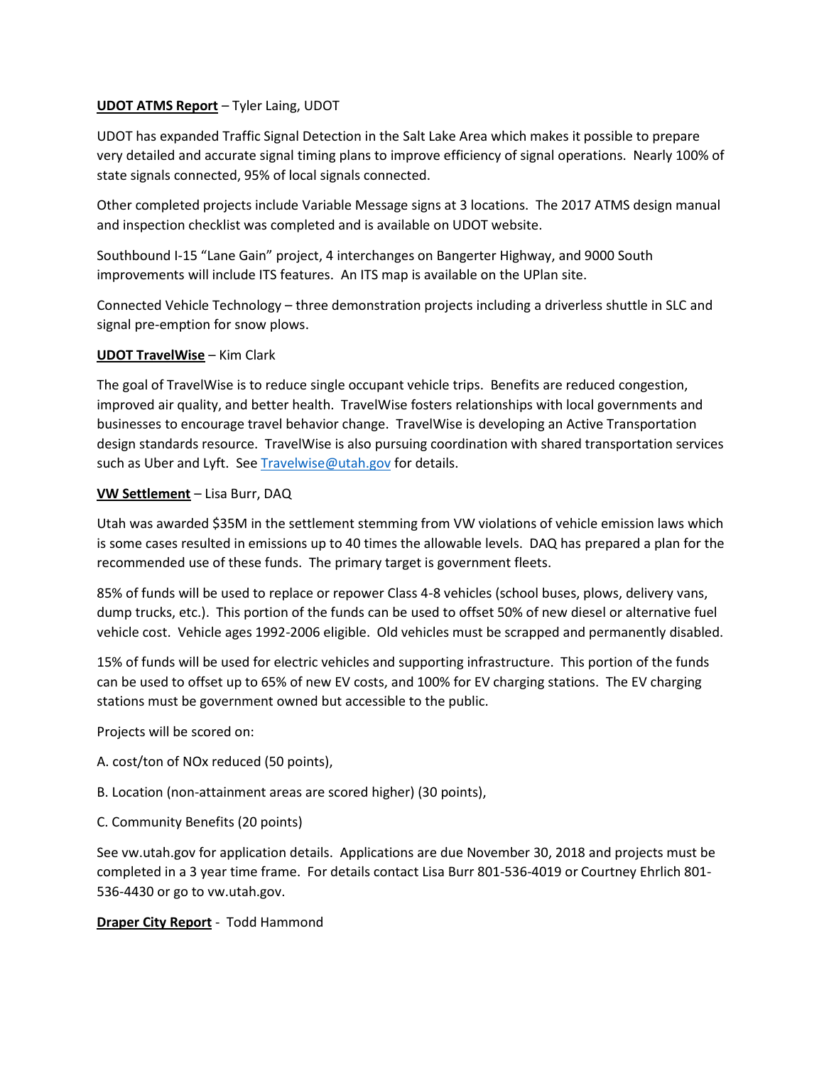**<u>UDOT ATMS Report</u>** – Tyler Laing, UDOT

UDOT has expanded Traffic Signal Detection in the Salt Lake Area which makes it possible to prepare very detailed and accurate signal timing plans to improve efficiency of signal operations. Nearly 100% of state signals connected, 95% of local signals connected.

Other completed projects include Variable Message signs at 3 locations. The 2017 ATMS design manual and inspection checklist was completed and is available on UDOT website.

Southbound I-15 "Lane Gain" project, 4 interchanges on Bangerter Highway, and 9000 South improvements will include ITS features. An ITS map is available on the UPlan site.

Connected Vehicle Technology – three demonstration projects including a driverless shuttle in SLC and signal pre-emption for snow plows.

**<u>UDOT TravelWise</u>** – Kim Clark

The goal of TravelWise is to reduce single occupant vehicle trips. Benefits are reduced congestion, improved air quality, and better health. TravelWise fosters relationships with local governments and businesses to encourage travel behavior change. TravelWise is developing an Active Transportation design standards resource. TravelWise is also pursuing coordination with shared transportation services such as Uber and Lyft. See Travelwise@utah.gov for details.

**<u>VW Settlement</u>** – Lisa Burr, DAQ

Utah was awarded $35M in the settlement stemming from VW violations of vehicle emission laws which is some cases resulted in emissions up to 40 times the allowable levels. DAQ has prepared a plan for the recommended use of these funds. The primary target is government fleets.

85% of funds will be used to replace or repower Class 4-8 vehicles (school buses, plows, delivery vans, dump trucks, etc.). This portion of the funds can be used to offset 50% of new diesel or alternative fuel vehicle cost. Vehicle ages 1992-2006 eligible. Old vehicles must be scrapped and permanently disabled.

15% of funds will be used for electric vehicles and supporting infrastructure. This portion of the funds can be used to offset up to 65% of new EV costs, and 100% for EV charging stations. The EV charging stations must be government owned but accessible to the public.

Projects will be scored on:

A. cost/ton of NOx reduced (50 points),

B. Location (non-attainment areas are scored higher) (30 points),

C. Community Benefits (20 points)

See vw.utah.gov for application details. Applications are due November 30, 2018 and projects must be completed in a 3 year time frame. For details contact Lisa Burr 801-536-4019 or Courtney Ehrlich 801-536-4430 or go to vw.utah.gov.

**<u>Draper City Report</u>** - Todd Hammond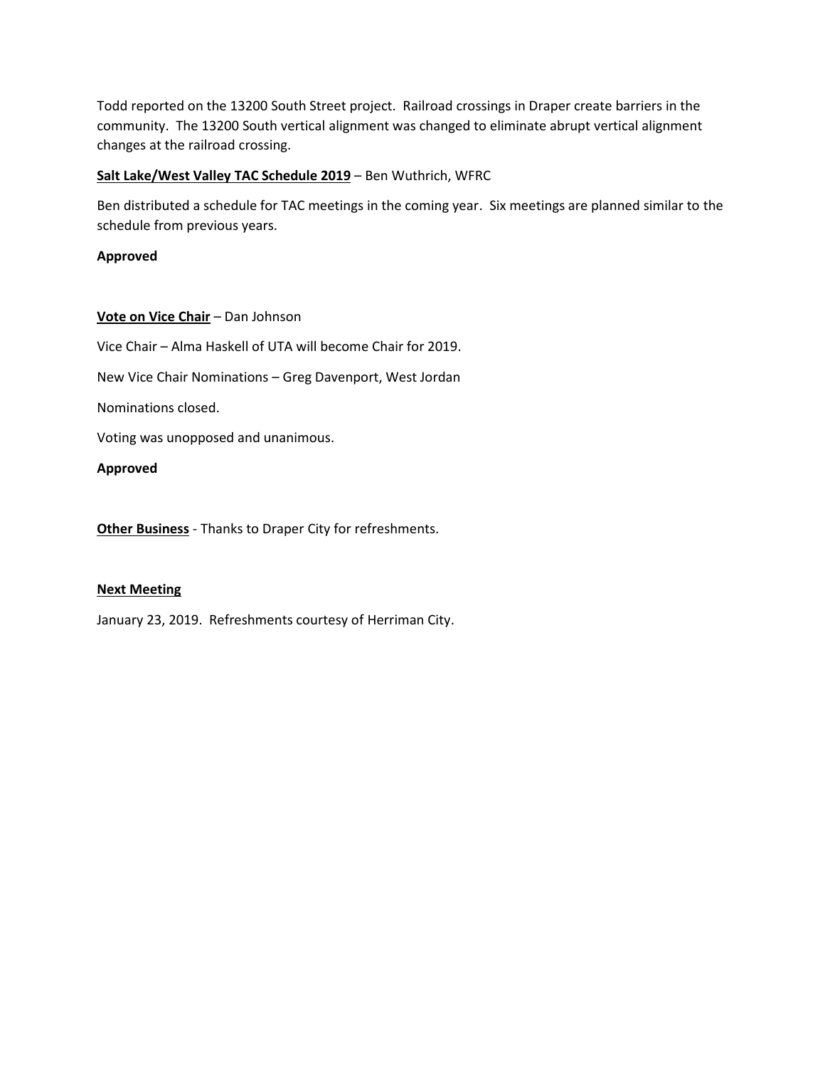Todd reported on the 13200 South Street project. Railroad crossings in Draper create barriers in the community. The 13200 South vertical alignment was changed to eliminate abrupt vertical alignment changes at the railroad crossing.

**<u>Salt Lake/West Valley TAC Schedule 2019</u>** – Ben Wuthrich, WFRC

Ben distributed a schedule for TAC meetings in the coming year. Six meetings are planned similar to the schedule from previous years.

**Approved**

**<u>Vote on Vice Chair</u>** – Dan Johnson

Vice Chair – Alma Haskell of UTA will become Chair for 2019.

New Vice Chair Nominations – Greg Davenport, West Jordan

Nominations closed.

Voting was unopposed and unanimous.

**Approved**

**<u>Other Business</u>** - Thanks to Draper City for refreshments.

**<u>Next Meeting</u>**

January 23, 2019. Refreshments courtesy of Herriman City.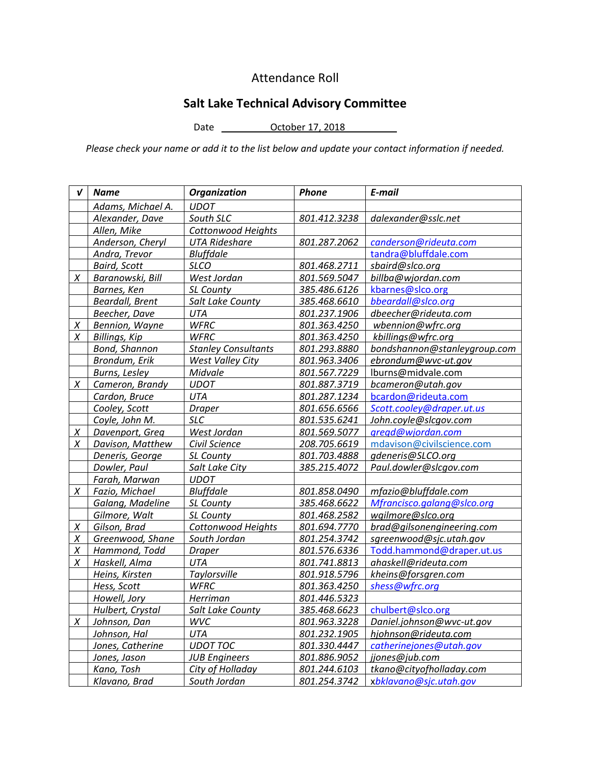Attendance Roll

## Salt Lake Technical Advisory Committee

Date October 17, 2018

*Please check your name or add it to the list below and update your contact information if needed.*

| √ | *Name* | *Organization* | *Phone* | *E-mail* |
|---|---|---|---|---|
| | *Adams, Michael A.* | *UDOT* | | |
| | *Alexander, Dave* | *South SLC* | *801.412.3238* | *dalexander@sslc.net* |
| | *Allen, Mike* | *Cottonwood Heights* | | |
| | *Anderson, Cheryl* | *UTA Rideshare* | *801.287.2062* | *canderson@rideuta.com* |
| | *Andra, Trevor* | *Bluffdale* | | tandra@bluffdale.com |
| | *Baird, Scott* | *SLCO* | *801.468.2711* | *sbaird@slco.org* |
| *X* | *Baranowski, Bill* | *West Jordan* | *801.569.5047* | *billba@wjordan.com* |
| | *Barnes, Ken* | *SL County* | *385.486.6126* | *kbarnes@slco.org* |
| | *Beardall, Brent* | *Salt Lake County* | *385.468.6610* | *bbeardall@slco.org* |
| | *Beecher, Dave* | *UTA* | *801.237.1906* | *dbeecher@rideuta.com* |
| *X* | *Bennion, Wayne* | *WFRC* | *801.363.4250* | *wbennion@wfrc.org* |
| *X* | *Billings, Kip* | *WFRC* | *801.363.4250* | *kbillings@wfrc.org* |
| | *Bond, Shannon* | *Stanley Consultants* | *801.293.8880* | *bondshannon@stanleygroup.com* |
| | *Brondum, Erik* | *West Valley City* | *801.963.3406* | *ebrondum@wvc-ut.gov* |
| | *Burns, Lesley* | *Midvale* | *801.567.7229* | lburns@midvale.com |
| *X* | *Cameron, Brandy* | *UDOT* | *801.887.3719* | *bcameron@utah.gov* |
| | *Cardon, Bruce* | *UTA* | *801.287.1234* | *bcardon@rideuta.com* |
| | *Cooley, Scott* | *Draper* | *801.656.6566* | *Scott.cooley@draper.ut.us* |
| | *Coyle, John M.* | *SLC* | *801.535.6241* | *John.coyle@slcgov.com* |
| *X* | *Davenport, Greg* | *West Jordan* | *801.569.5077* | *gregd@wjordan.com* |
| *X* | *Davison, Matthew* | *Civil Science* | *208.705.6619* | mdavison@civilscience.com |
| | *Deneris, George* | *SL County* | *801.703.4888* | *gdeneris@SLCO.org* |
| | *Dowler, Paul* | *Salt Lake City* | *385.215.4072* | *Paul.dowler@slcgov.com* |
| | *Farah, Marwan* | *UDOT* | | |
| *X* | *Fazio, Michael* | *Bluffdale* | *801.858.0490* | *mfazio@bluffdale.com* |
| | *Galang, Madeline* | *SL County* | *385.468.6622* | *Mfrancisco.galang@slco.org* |
| | *Gilmore, Walt* | *SL County* | *801.468.2582* | *wgilmore@slco.org* |
| *X* | *Gilson, Brad* | *Cottonwood Heights* | *801.694.7770* | *brad@gilsonengineering.com* |
| *X* | *Greenwood, Shane* | *South Jordan* | *801.254.3742* | *sgreenwood@sjc.utah.gov* |
| *X* | *Hammond, Todd* | *Draper* | *801.576.6336* | Todd.hammond@draper.ut.us |
| *X* | *Haskell, Alma* | *UTA* | *801.741.8813* | *ahaskell@rideuta.com* |
| | *Heins, Kirsten* | *Taylorsville* | *801.918.5796* | *kheins@forsgren.com* |
| | *Hess, Scott* | *WFRC* | *801.363.4250* | *shess@wfrc.org* |
| | *Howell, Jory* | *Herriman* | *801.446.5323* | |
| | *Hulbert, Crystal* | *Salt Lake County* | *385.468.6623* | chulbert@slco.org |
| *X* | *Johnson, Dan* | *WVC* | *801.963.3228* | *Daniel.johnson@wvc-ut.gov* |
| | *Johnson, Hal* | *UTA* | *801.232.1905* | *hjohnson@rideuta.com* |
| | *Jones, Catherine* | *UDOT TOC* | *801.330.4447* | *catherinejones@utah.gov* |
| | *Jones, Jason* | *JUB Engineers* | *801.886.9052* | *jjones@jub.com* |
| | *Kano, Tosh* | *City of Holladay* | *801.244.6103* | *tkano@cityofholladay.com* |
| | *Klavano, Brad* | *South Jordan* | *801.254.3742* | x*bklavano@sjc.utah.gov* |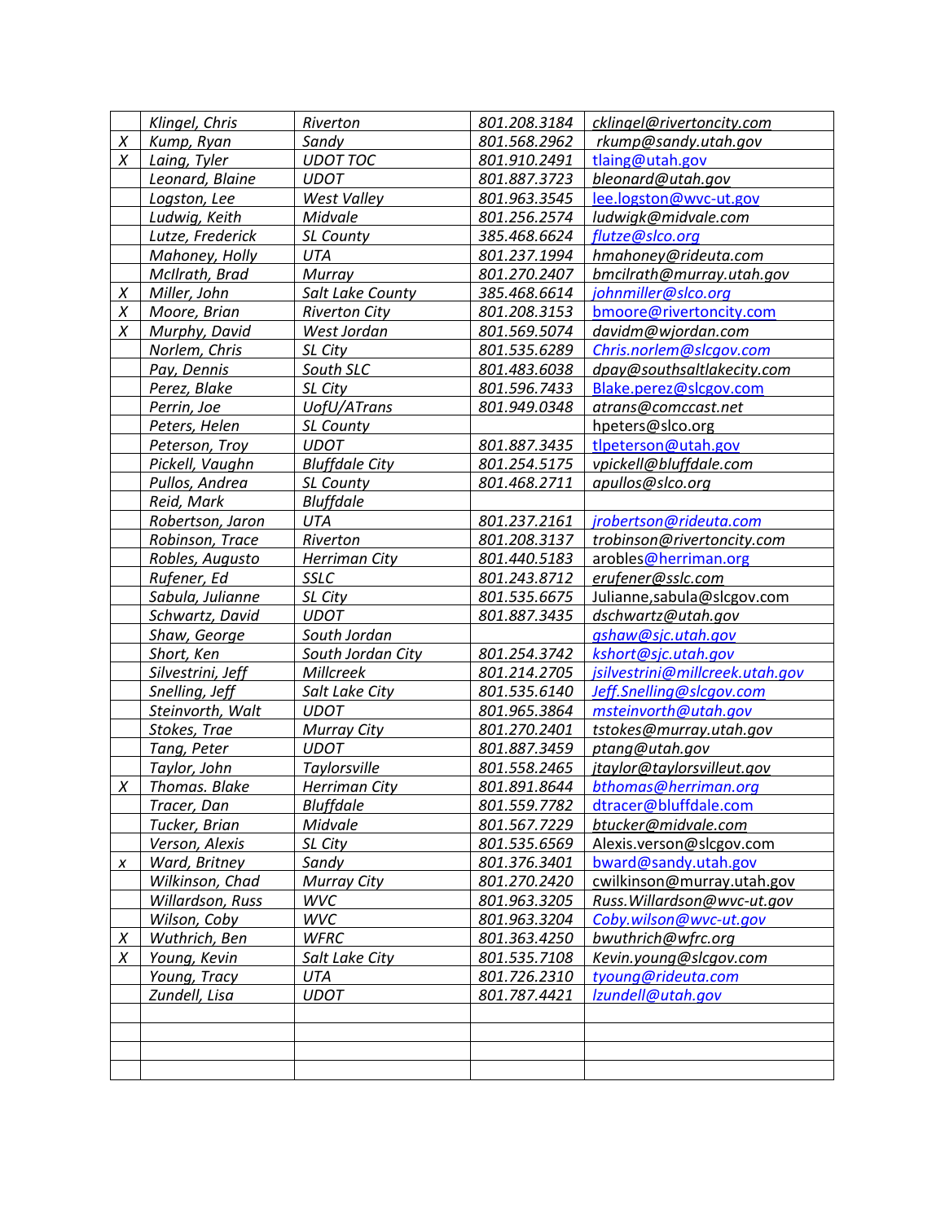| | | | | |
|---|---|---|---|---|
| | Klingel, Chris | Riverton | 801.208.3184 | cklingel@rivertoncity.com |
| X | Kump, Ryan | Sandy | 801.568.2962 | rkump@sandy.utah.gov |
| X | Laing, Tyler | UDOT TOC | 801.910.2491 | tlaing@utah.gov |
| | Leonard, Blaine | UDOT | 801.887.3723 | bleonard@utah.gov |
| | Logston, Lee | West Valley | 801.963.3545 | lee.logston@wvc-ut.gov |
| | Ludwig, Keith | Midvale | 801.256.2574 | ludwigk@midvale.com |
| | Lutze, Frederick | SL County | 385.468.6624 | flutze@slco.org |
| | Mahoney, Holly | UTA | 801.237.1994 | hmahoney@rideuta.com |
| | McIlrath, Brad | Murray | 801.270.2407 | bmcilrath@murray.utah.gov |
| X | Miller, John | Salt Lake County | 385.468.6614 | johnmiller@slco.org |
| X | Moore, Brian | Riverton City | 801.208.3153 | bmoore@rivertoncity.com |
| X | Murphy, David | West Jordan | 801.569.5074 | davidm@wjordan.com |
| | Norlem, Chris | SL City | 801.535.6289 | Chris.norlem@slcgov.com |
| | Pay, Dennis | South SLC | 801.483.6038 | dpay@southsaltlakecity.com |
| | Perez, Blake | SL City | 801.596.7433 | Blake.perez@slcgov.com |
| | Perrin, Joe | UofU/ATrans | 801.949.0348 | atrans@comccast.net |
| | Peters, Helen | SL County | | hpeters@slco.org |
| | Peterson, Troy | UDOT | 801.887.3435 | tlpeterson@utah.gov |
| | Pickell, Vaughn | Bluffdale City | 801.254.5175 | vpickell@bluffdale.com |
| | Pullos, Andrea | SL County | 801.468.2711 | apullos@slco.org |
| | Reid, Mark | Bluffdale | | |
| | Robertson, Jaron | UTA | 801.237.2161 | jrobertson@rideuta.com |
| | Robinson, Trace | Riverton | 801.208.3137 | trobinson@rivertoncity.com |
| | Robles, Augusto | Herriman City | 801.440.5183 | arobles@herriman.org |
| | Rufener, Ed | SSLC | 801.243.8712 | erufener@sslc.com |
| | Sabula, Julianne | SL City | 801.535.6675 | Julianne,sabula@slcgov.com |
| | Schwartz, David | UDOT | 801.887.3435 | dschwartz@utah.gov |
| | Shaw, George | South Jordan | | gshaw@sjc.utah.gov |
| | Short, Ken | South Jordan City | 801.254.3742 | kshort@sjc.utah.gov |
| | Silvestrini, Jeff | Millcreek | 801.214.2705 | jsilvestrini@millcreek.utah.gov |
| | Snelling, Jeff | Salt Lake City | 801.535.6140 | Jeff.Snelling@slcgov.com |
| | Steinvorth, Walt | UDOT | 801.965.3864 | msteinvorth@utah.gov |
| | Stokes, Trae | Murray City | 801.270.2401 | tstokes@murray.utah.gov |
| | Tang, Peter | UDOT | 801.887.3459 | ptang@utah.gov |
| | Taylor, John | Taylorsville | 801.558.2465 | jtaylor@taylorsvilleut.gov |
| X | Thomas. Blake | Herriman City | 801.891.8644 | bthomas@herriman.org |
| | Tracer, Dan | Bluffdale | 801.559.7782 | dtracer@bluffdale.com |
| | Tucker, Brian | Midvale | 801.567.7229 | btucker@midvale.com |
| | Verson, Alexis | SL City | 801.535.6569 | Alexis.verson@slcgov.com |
| x | Ward, Britney | Sandy | 801.376.3401 | bward@sandy.utah.gov |
| | Wilkinson, Chad | Murray City | 801.270.2420 | cwilkinson@murray.utah.gov |
| | Willardson, Russ | WVC | 801.963.3205 | Russ.Willardson@wvc-ut.gov |
| | Wilson, Coby | WVC | 801.963.3204 | Coby.wilson@wvc-ut.gov |
| X | Wuthrich, Ben | WFRC | 801.363.4250 | bwuthrich@wfrc.org |
| X | Young, Kevin | Salt Lake City | 801.535.7108 | Kevin.young@slcgov.com |
| | Young, Tracy | UTA | 801.726.2310 | tyoung@rideuta.com |
| | Zundell, Lisa | UDOT | 801.787.4421 | lzundell@utah.gov |
| | | | | |
| | | | | |
| | | | | |
| | | | | |